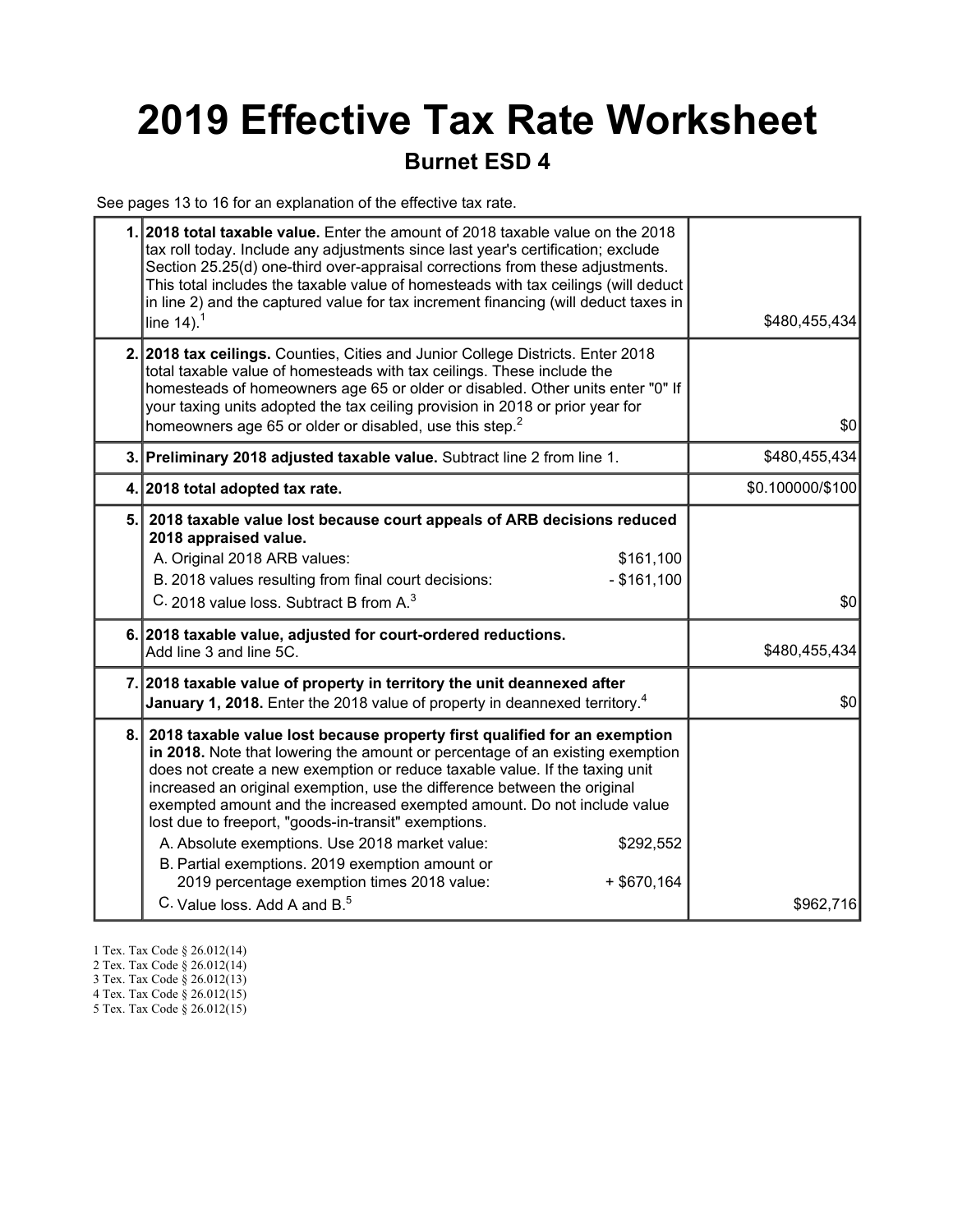# 2019 Effective Tax Rate Worksheet

## Burnet ESD 4

See pages 13 to 16 for an explanation of the effective tax rate.

| | | |
|---|---|---|
| 1. | **2018 total taxable value.** Enter the amount of 2018 taxable value on the 2018 tax roll today. Include any adjustments since last year's certification; exclude Section 25.25(d) one-third over-appraisal corrections from these adjustments. This total includes the taxable value of homesteads with tax ceilings (will deduct in line 2) and the captured value for tax increment financing (will deduct taxes in line 14).[1] | $480,455,434 |
| 2. | **2018 tax ceilings.** Counties, Cities and Junior College Districts. Enter 2018 total taxable value of homesteads with tax ceilings. These include the homesteads of homeowners age 65 or older or disabled. Other units enter "0" If your taxing units adopted the tax ceiling provision in 2018 or prior year for homeowners age 65 or older or disabled, use this step.[2] | $0 |
| 3. | **Preliminary 2018 adjusted taxable value.** Subtract line 2 from line 1. | $480,455,434 |
| 4. | **2018 total adopted tax rate.** | $0.100000/$100 |
| 5. | **2018 taxable value lost because court appeals of ARB decisions reduced 2018 appraised value.**<br>A. Original 2018 ARB values: $161,100<br>B. 2018 values resulting from final court decisions: - $161,100<br>C. 2018 value loss. Subtract B from A.[3] | $0 |
| 6. | **2018 taxable value, adjusted for court-ordered reductions.** Add line 3 and line 5C. | $480,455,434 |
| 7. | **2018 taxable value of property in territory the unit deannexed after January 1, 2018.** Enter the 2018 value of property in deannexed territory.[4] | $0 |
| 8. | **2018 taxable value lost because property first qualified for an exemption in 2018.** Note that lowering the amount or percentage of an existing exemption does not create a new exemption or reduce taxable value. If the taxing unit increased an original exemption, use the difference between the original exempted amount and the increased exempted amount. Do not include value lost due to freeport, "goods-in-transit" exemptions.<br>A. Absolute exemptions. Use 2018 market value: $292,552<br>B. Partial exemptions. 2019 exemption amount or 2019 percentage exemption times 2018 value: + $670,164<br>C. Value loss. Add A and B.[5] | $962,716 |

1 Tex. Tax Code § 26.012(14)
2 Tex. Tax Code § 26.012(14)
3 Tex. Tax Code § 26.012(13)
4 Tex. Tax Code § 26.012(15)
5 Tex. Tax Code § 26.012(15)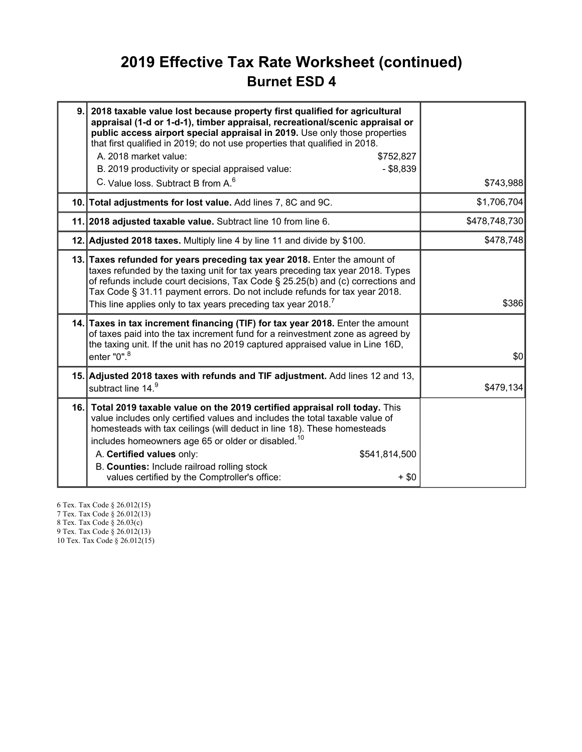# 2019 Effective Tax Rate Worksheet (continued)

## Burnet ESD 4

| Line | Description | Amount |
|---|---|---|
| 9. | **2018 taxable value lost because property first qualified for agricultural appraisal (1-d or 1-d-1), timber appraisal, recreational/scenic appraisal or public access airport special appraisal in 2019.** Use only those properties that first qualified in 2019; do not use properties that qualified in 2018.<br>A. 2018 market value: $752,827<br>B. 2019 productivity or special appraised value: - $8,839<br>C. Value loss. Subtract B from A.[6] | $743,988 |
| 10. | **Total adjustments for lost value.** Add lines 7, 8C and 9C. | $1,706,704 |
| 11. | **2018 adjusted taxable value.** Subtract line 10 from line 6. | $478,748,730 |
| 12. | **Adjusted 2018 taxes.** Multiply line 4 by line 11 and divide by $100. | $478,748 |
| 13. | **Taxes refunded for years preceding tax year 2018.** Enter the amount of taxes refunded by the taxing unit for tax years preceding tax year 2018. Types of refunds include court decisions, Tax Code § 25.25(b) and (c) corrections and Tax Code § 31.11 payment errors. Do not include refunds for tax year 2018. This line applies only to tax years preceding tax year 2018.[7] | $386 |
| 14. | **Taxes in tax increment financing (TIF) for tax year 2018.** Enter the amount of taxes paid into the tax increment fund for a reinvestment zone as agreed by the taxing unit. If the unit has no 2019 captured appraised value in Line 16D, enter "0".[8] | $0 |
| 15. | **Adjusted 2018 taxes with refunds and TIF adjustment.** Add lines 12 and 13, subtract line 14.[9] | $479,134 |
| 16. | **Total 2019 taxable value on the 2019 certified appraisal roll today.** This value includes only certified values and includes the total taxable value of homesteads with tax ceilings (will deduct in line 18). These homesteads includes homeowners age 65 or older or disabled.[10]<br>A. **Certified values** only: $541,814,500<br>B. **Counties:** Include railroad rolling stock values certified by the Comptroller's office: + $0 | |

6 Tex. Tax Code § 26.012(15)
7 Tex. Tax Code § 26.012(13)
8 Tex. Tax Code § 26.03(c)
9 Tex. Tax Code § 26.012(13)
10 Tex. Tax Code § 26.012(15)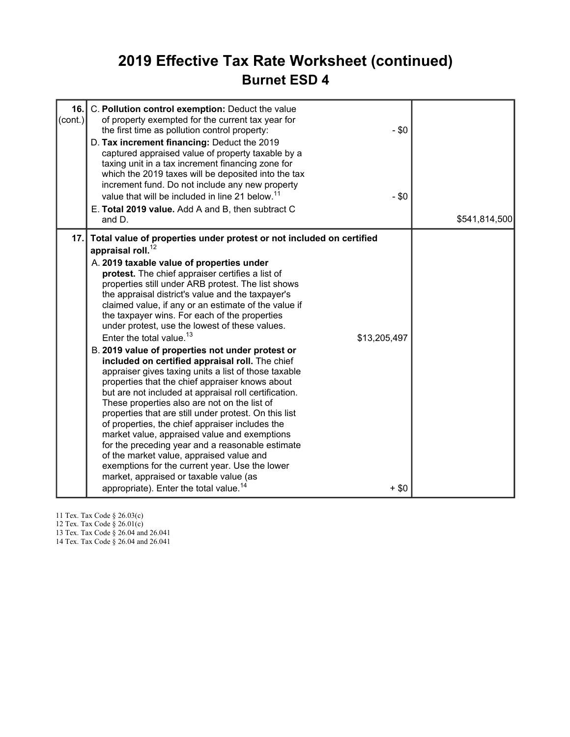# 2019 Effective Tax Rate Worksheet (continued)

## Burnet ESD 4

| Line | Description | Amount | Total |
|---|---|---|---|
| 16. (cont.) | C. **Pollution control exemption:** Deduct the value of property exempted for the current tax year for the first time as pollution control property: | - $0 | |
| | D. **Tax increment financing:** Deduct the 2019 captured appraised value of property taxable by a taxing unit in a tax increment financing zone for which the 2019 taxes will be deposited into the tax increment fund. Do not include any new property value that will be included in line 21 below.[11] | - $0 | |
| | E. **Total 2019 value.** Add A and B, then subtract C and D. | | $541,814,500 |
| 17. | **Total value of properties under protest or not included on certified appraisal roll.**[12] | | |
| | A. **2019 taxable value of properties under protest.** The chief appraiser certifies a list of properties still under ARB protest. The list shows the appraisal district's value and the taxpayer's claimed value, if any or an estimate of the value if the taxpayer wins. For each of the properties under protest, use the lowest of these values. Enter the total value.[13] | $13,205,497 | |
| | B. **2019 value of properties not under protest or included on certified appraisal roll.** The chief appraiser gives taxing units a list of those taxable properties that the chief appraiser knows about but are not included at appraisal roll certification. These properties also are not on the list of properties that are still under protest. On this list of properties, the chief appraiser includes the market value, appraised value and exemptions for the preceding year and a reasonable estimate of the market value, appraised value and exemptions for the current year. Use the lower market, appraised or taxable value (as appropriate). Enter the total value.[14] | + $0 | |

11 Tex. Tax Code § 26.03(c)
12 Tex. Tax Code § 26.01(c)
13 Tex. Tax Code § 26.04 and 26.041
14 Tex. Tax Code § 26.04 and 26.041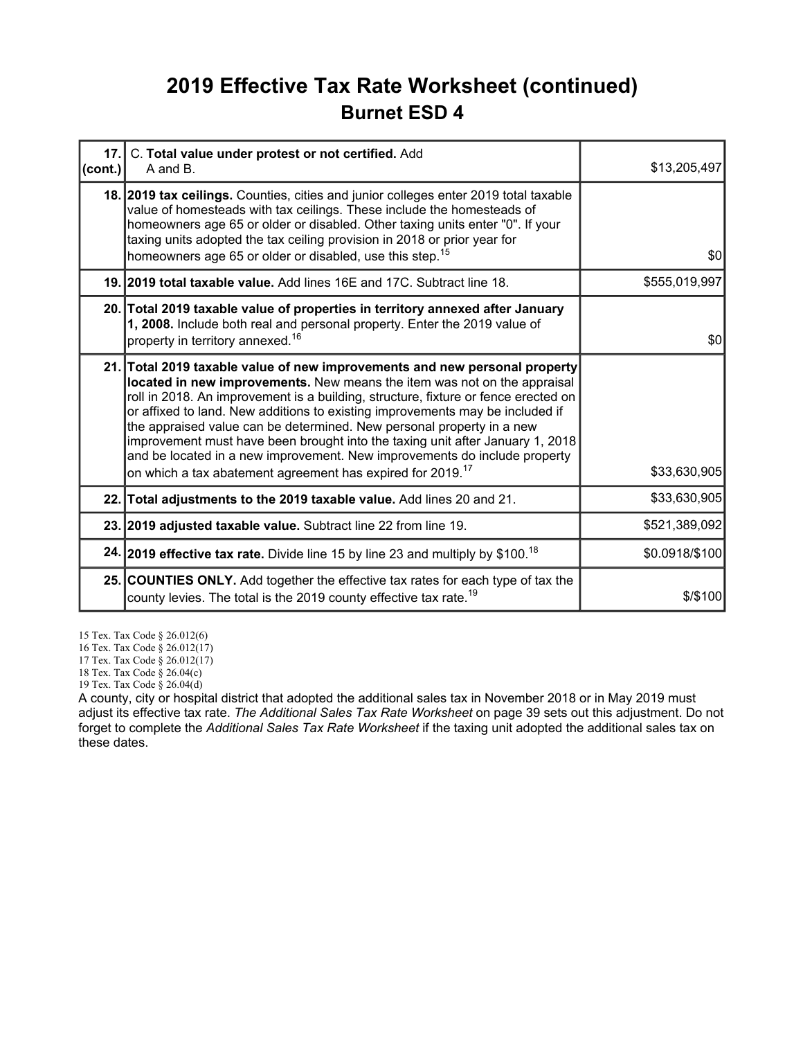# 2019 Effective Tax Rate Worksheet (continued)

## Burnet ESD 4

| | | |
|---|---|---|
| **17. (cont.)** | C. **Total value under protest or not certified.** Add A and B. | $13,205,497 |
| **18.** | **2019 tax ceilings.** Counties, cities and junior colleges enter 2019 total taxable value of homesteads with tax ceilings. These include the homesteads of homeowners age 65 or older or disabled. Other taxing units enter "0". If your taxing units adopted the tax ceiling provision in 2018 or prior year for homeowners age 65 or older or disabled, use this step.[15] | $0 |
| **19.** | **2019 total taxable value.** Add lines 16E and 17C. Subtract line 18. | $555,019,997 |
| **20.** | **Total 2019 taxable value of properties in territory annexed after January 1, 2008.** Include both real and personal property. Enter the 2019 value of property in territory annexed.[16] | $0 |
| **21.** | **Total 2019 taxable value of new improvements and new personal property located in new improvements.** New means the item was not on the appraisal roll in 2018. An improvement is a building, structure, fixture or fence erected on or affixed to land. New additions to existing improvements may be included if the appraised value can be determined. New personal property in a new improvement must have been brought into the taxing unit after January 1, 2018 and be located in a new improvement. New improvements do include property on which a tax abatement agreement has expired for 2019.[17] | $33,630,905 |
| **22.** | **Total adjustments to the 2019 taxable value.** Add lines 20 and 21. | $33,630,905 |
| **23.** | **2019 adjusted taxable value.** Subtract line 22 from line 19. | $521,389,092 |
| **24.** | **2019 effective tax rate.** Divide line 15 by line 23 and multiply by $100.[18] | $0.0918/$100 |
| **25.** | **COUNTIES ONLY.** Add together the effective tax rates for each type of tax the county levies. The total is the 2019 county effective tax rate.[19] | $/$100 |

15 Tex. Tax Code § 26.012(6)
16 Tex. Tax Code § 26.012(17)
17 Tex. Tax Code § 26.012(17)
18 Tex. Tax Code § 26.04(c)
19 Tex. Tax Code § 26.04(d)

A county, city or hospital district that adopted the additional sales tax in November 2018 or in May 2019 must adjust its effective tax rate. *The Additional Sales Tax Rate Worksheet* on page 39 sets out this adjustment. Do not forget to complete the *Additional Sales Tax Rate Worksheet* if the taxing unit adopted the additional sales tax on these dates.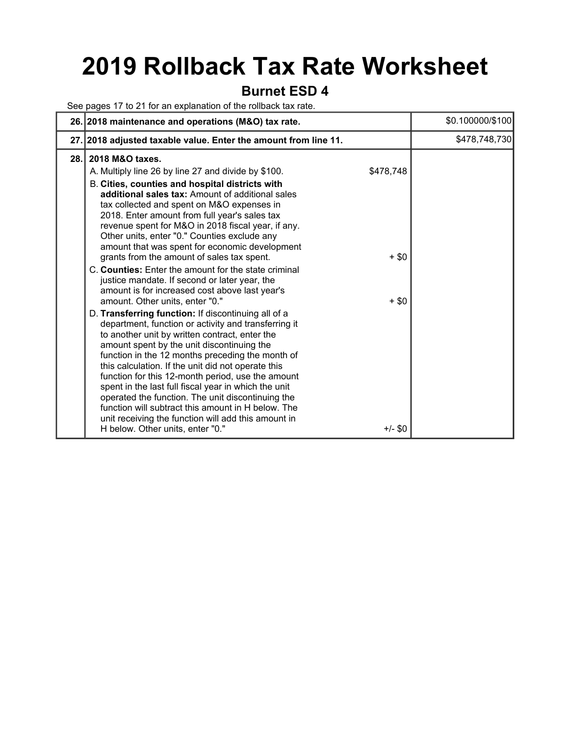# 2019 Rollback Tax Rate Worksheet

## Burnet ESD 4

See pages 17 to 21 for an explanation of the rollback tax rate.

| | | | |
|---|---|---|---|
| 26. | **2018 maintenance and operations (M&O) tax rate.** | | $0.100000/$100 |
| 27. | **2018 adjusted taxable value. Enter the amount from line 11.** | | $478,748,730 |
| 28. | **2018 M&O taxes.** | | |
| | A. Multiply line 26 by line 27 and divide by $100. | $478,748 | |
| | B. **Cities, counties and hospital districts with additional sales tax:** Amount of additional sales tax collected and spent on M&O expenses in 2018. Enter amount from full year's sales tax revenue spent for M&O in 2018 fiscal year, if any. Other units, enter "0." Counties exclude any amount that was spent for economic development grants from the amount of sales tax spent. | + $0 | |
| | C. **Counties:** Enter the amount for the state criminal justice mandate. If second or later year, the amount is for increased cost above last year's amount. Other units, enter "0." | + $0 | |
| | D. **Transferring function:** If discontinuing all of a department, function or activity and transferring it to another unit by written contract, enter the amount spent by the unit discontinuing the function in the 12 months preceding the month of this calculation. If the unit did not operate this function for this 12-month period, use the amount spent in the last full fiscal year in which the unit operated the function. The unit discontinuing the function will subtract this amount in H below. The unit receiving the function will add this amount in H below. Other units, enter "0." | +/- $0 | |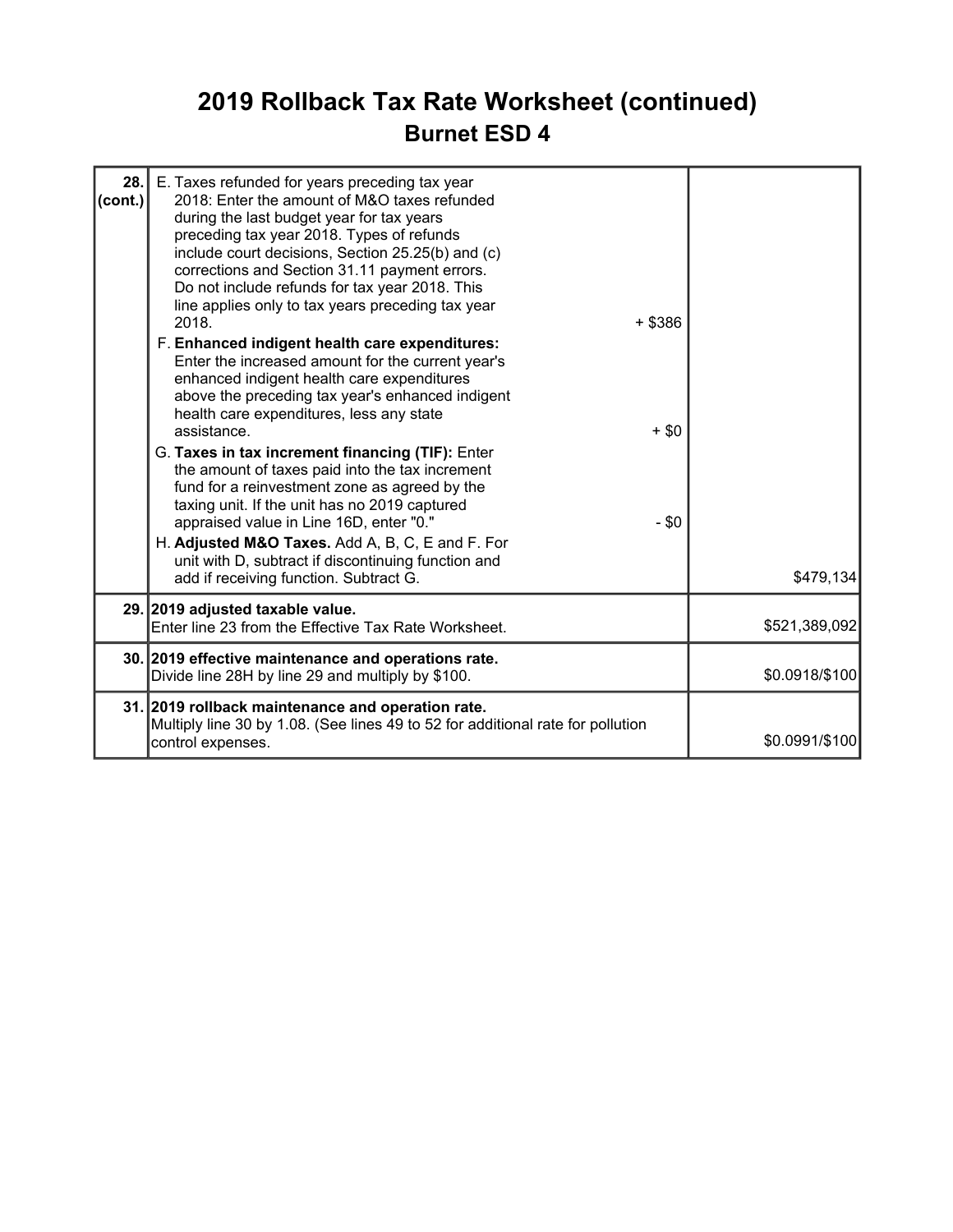# 2019 Rollback Tax Rate Worksheet (continued)

## Burnet ESD 4

| Line | Description | Amount |
|---|---|---|
| 28. (cont.) | E. Taxes refunded for years preceding tax year 2018: Enter the amount of M&O taxes refunded during the last budget year for tax years preceding tax year 2018. Types of refunds include court decisions, Section 25.25(b) and (c) corrections and Section 31.11 payment errors. Do not include refunds for tax year 2018. This line applies only to tax years preceding tax year 2018. + $386<br>F. **Enhanced indigent health care expenditures:** Enter the increased amount for the current year's enhanced indigent health care expenditures above the preceding tax year's enhanced indigent health care expenditures, less any state assistance. + $0<br>G. **Taxes in tax increment financing (TIF):** Enter the amount of taxes paid into the tax increment fund for a reinvestment zone as agreed by the taxing unit. If the unit has no 2019 captured appraised value in Line 16D, enter "0." - $0<br>H. **Adjusted M&O Taxes.** Add A, B, C, E and F. For unit with D, subtract if discontinuing function and add if receiving function. Subtract G. | $479,134 |
| 29. | **2019 adjusted taxable value.**<br>Enter line 23 from the Effective Tax Rate Worksheet. | $521,389,092 |
| 30. | **2019 effective maintenance and operations rate.**<br>Divide line 28H by line 29 and multiply by $100. | $0.0918/$100 |
| 31. | **2019 rollback maintenance and operation rate.**<br>Multiply line 30 by 1.08. (See lines 49 to 52 for additional rate for pollution control expenses. | $0.0991/$100 |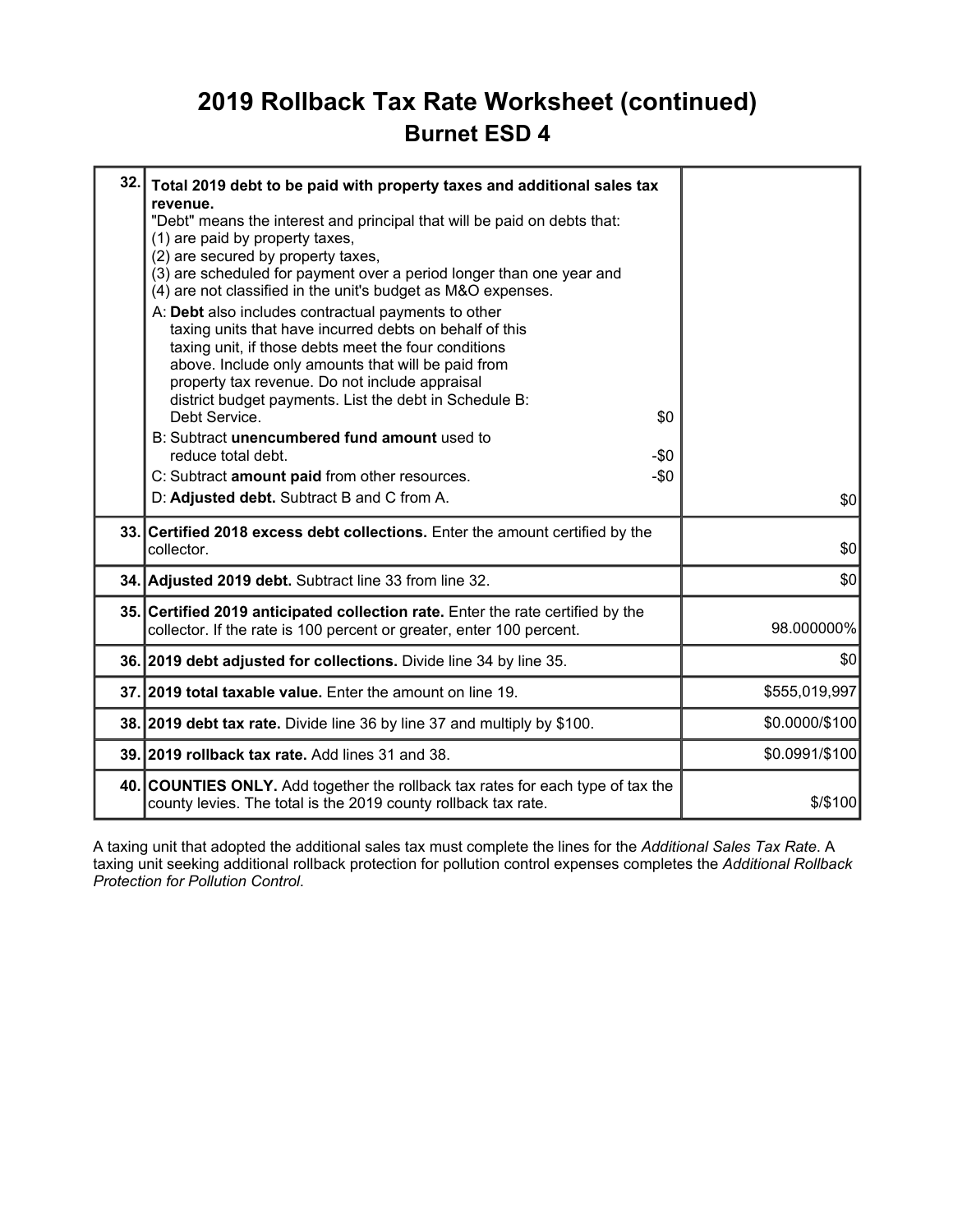# 2019 Rollback Tax Rate Worksheet (continued)

## Burnet ESD 4

| | | |
|---|---|---|
| 32. | **Total 2019 debt to be paid with property taxes and additional sales tax revenue.**<br>"Debt" means the interest and principal that will be paid on debts that:<br>(1) are paid by property taxes,<br>(2) are secured by property taxes,<br>(3) are scheduled for payment over a period longer than one year and<br>(4) are not classified in the unit's budget as M&O expenses.<br>A: **Debt** also includes contractual payments to other taxing units that have incurred debts on behalf of this taxing unit, if those debts meet the four conditions above. Include only amounts that will be paid from property tax revenue. Do not include appraisal district budget payments. List the debt in Schedule B: Debt Service. $0<br>B: Subtract **unencumbered fund amount** used to reduce total debt. -$0<br>C: Subtract **amount paid** from other resources. -$0<br>D: **Adjusted debt.** Subtract B and C from A. | $0 |
| 33. | **Certified 2018 excess debt collections.** Enter the amount certified by the collector. | $0 |
| 34. | **Adjusted 2019 debt.** Subtract line 33 from line 32. | $0 |
| 35. | **Certified 2019 anticipated collection rate.** Enter the rate certified by the collector. If the rate is 100 percent or greater, enter 100 percent. | 98.000000% |
| 36. | **2019 debt adjusted for collections.** Divide line 34 by line 35. | $0 |
| 37. | **2019 total taxable value.** Enter the amount on line 19. | $555,019,997 |
| 38. | **2019 debt tax rate.** Divide line 36 by line 37 and multiply by $100. | $0.0000/$100 |
| 39. | **2019 rollback tax rate.** Add lines 31 and 38. | $0.0991/$100 |
| 40. | **COUNTIES ONLY.** Add together the rollback tax rates for each type of tax the county levies. The total is the 2019 county rollback tax rate. | $/$100 |

A taxing unit that adopted the additional sales tax must complete the lines for the *Additional Sales Tax Rate*. A taxing unit seeking additional rollback protection for pollution control expenses completes the *Additional Rollback Protection for Pollution Control*.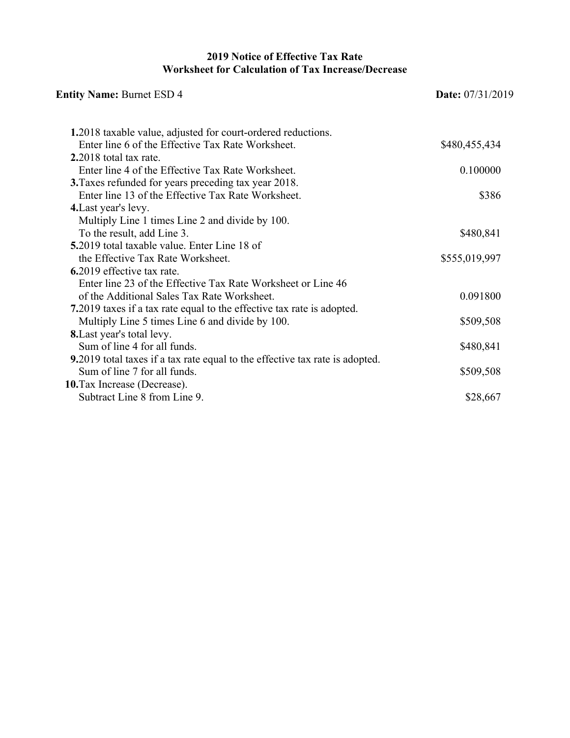**2019 Notice of Effective Tax Rate**
**Worksheet for Calculation of Tax Increase/Decrease**

**Entity Name:** Burnet ESD 4 **Date:** 07/31/2019

| | |
|---|---|
| **1.** 2018 taxable value, adjusted for court-ordered reductions. Enter line 6 of the Effective Tax Rate Worksheet. | $480,455,434 |
| **2.** 2018 total tax rate. Enter line 4 of the Effective Tax Rate Worksheet. | 0.100000 |
| **3.** Taxes refunded for years preceding tax year 2018. Enter line 13 of the Effective Tax Rate Worksheet. | $386 |
| **4.** Last year's levy. Multiply Line 1 times Line 2 and divide by 100. To the result, add Line 3. | $480,841 |
| **5.** 2019 total taxable value. Enter Line 18 of the Effective Tax Rate Worksheet. | $555,019,997 |
| **6.** 2019 effective tax rate. Enter line 23 of the Effective Tax Rate Worksheet or Line 46 of the Additional Sales Tax Rate Worksheet. | 0.091800 |
| **7.** 2019 taxes if a tax rate equal to the effective tax rate is adopted. Multiply Line 5 times Line 6 and divide by 100. | $509,508 |
| **8.** Last year's total levy. Sum of line 4 for all funds. | $480,841 |
| **9.** 2019 total taxes if a tax rate equal to the effective tax rate is adopted. Sum of line 7 for all funds. | $509,508 |
| **10.** Tax Increase (Decrease). Subtract Line 8 from Line 9. | $28,667 |